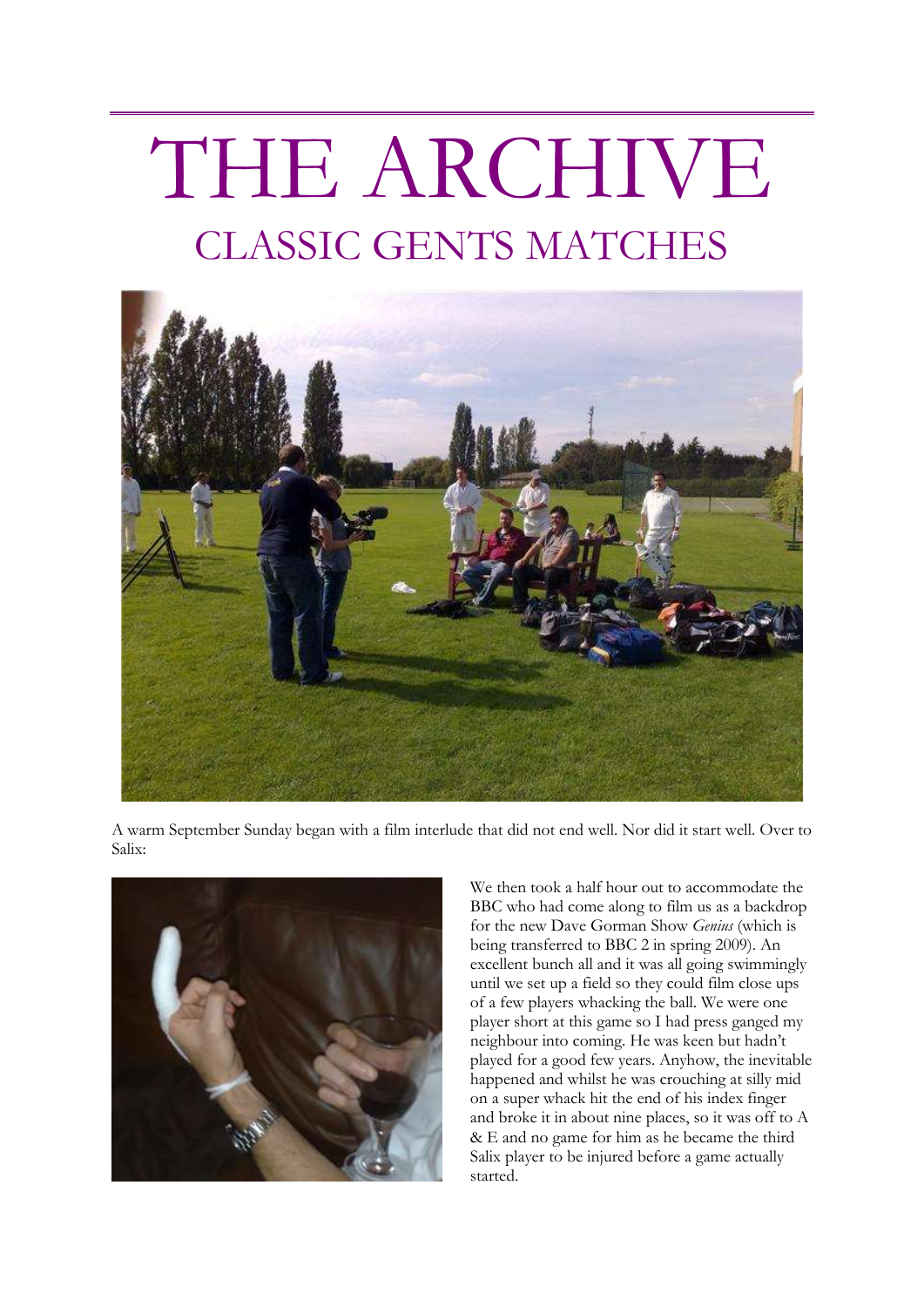# THE ARCHIVE

## CLASSIC GENTS MATCHES

A warm September Sunday began with a film interlude that did not end well. Nor did it start well. Over to Salix:

We then took a half hour out to accommodate the BBC who had come along to film us as a backdrop for the new Dave Gorman Show *Genius* (which is being transferred to BBC 2 in spring 2009). An excellent bunch all and it was all going swimmingly until we set up a field so they could film close ups of a few players whacking the ball. We were one player short at this game so I had press ganged my neighbour into coming. He was keen but hadn't played for a good few years. Anyhow, the inevitable happened and whilst he was crouching at silly mid on a super whack hit the end of his index finger and broke it in about nine places, so it was off to A & E and no game for him as he became the third Salix player to be injured before a game actually started.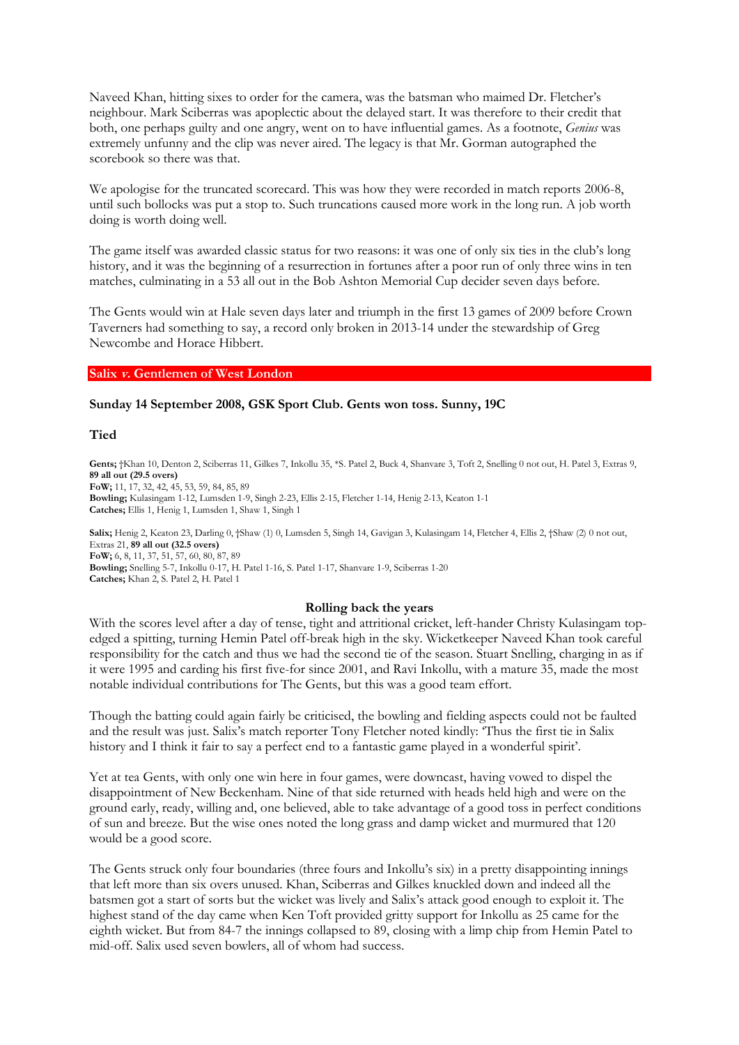Naveed Khan, hitting sixes to order for the camera, was the batsman who maimed Dr. Fletcher's neighbour. Mark Sciberras was apoplectic about the delayed start. It was therefore to their credit that both, one perhaps guilty and one angry, went on to have influential games. As a footnote, *Genius* was extremely unfunny and the clip was never aired. The legacy is that Mr. Gorman autographed the scorebook so there was that.

We apologise for the truncated scorecard. This was how they were recorded in match reports 2006-8, until such bollocks was put a stop to. Such truncations caused more work in the long run. A job worth doing is worth doing well.

The game itself was awarded classic status for two reasons: it was one of only six ties in the club's long history, and it was the beginning of a resurrection in fortunes after a poor run of only three wins in ten matches, culminating in a 53 all out in the Bob Ashton Memorial Cup decider seven days before.

The Gents would win at Hale seven days later and triumph in the first 13 games of 2009 before Crown Taverners had something to say, a record only broken in 2013-14 under the stewardship of Greg Newcombe and Horace Hibbert.

## Salix *v.* Gentlemen of West London

**Sunday 14 September 2008, GSK Sport Club. Gents won toss. Sunny, 19C**

**Tied**

**Gents;** †Khan 10, Denton 2, Sciberras 11, Gilkes 7, Inkollu 35, *S. Patel 2, Buck 4, Shanvare 3, Toft 2, Snelling 0 not out, H. Patel 3, Extras 9, **89 all out (29.5 overs)**
**FoW;** 11, 17, 32, 42, 45, 53, 59, 84, 85, 89
**Bowling;** Kulasingam 1-12, Lumsden 1-9, Singh 2-23, Ellis 2-15, Fletcher 1-14, Henig 2-13, Keaton 1-1
**Catches;** Ellis 1, Henig 1, Lumsden 1, Shaw 1, Singh 1

**Salix;** Henig 2, Keaton 23, Darling 0, †Shaw (1) 0, Lumsden 5, Singh 14, Gavigan 3, Kulasingam 14, Fletcher 4, Ellis 2, †Shaw (2) 0 not out, Extras 21, **89 all out (32.5 overs)**
**FoW;** 6, 8, 11, 37, 51, 57, 60, 80, 87, 89
**Bowling;** Snelling 5-7, Inkollu 0-17, H. Patel 1-16, S. Patel 1-17, Shanvare 1-9, Sciberras 1-20
**Catches;** Khan 2, S. Patel 2, H. Patel 1

### Rolling back the years

With the scores level after a day of tense, tight and attritional cricket, left-hander Christy Kulasingam top-edged a spitting, turning Hemin Patel off-break high in the sky. Wicketkeeper Naveed Khan took careful responsibility for the catch and thus we had the second tie of the season. Stuart Snelling, charging in as if it were 1995 and carding his first five-for since 2001, and Ravi Inkollu, with a mature 35, made the most notable individual contributions for The Gents, but this was a good team effort.

Though the batting could again fairly be criticised, the bowling and fielding aspects could not be faulted and the result was just. Salix's match reporter Tony Fletcher noted kindly: 'Thus the first tie in Salix history and I think it fair to say a perfect end to a fantastic game played in a wonderful spirit'.

Yet at tea Gents, with only one win here in four games, were downcast, having vowed to dispel the disappointment of New Beckenham. Nine of that side returned with heads held high and were on the ground early, ready, willing and, one believed, able to take advantage of a good toss in perfect conditions of sun and breeze. But the wise ones noted the long grass and damp wicket and murmured that 120 would be a good score.

The Gents struck only four boundaries (three fours and Inkollu's six) in a pretty disappointing innings that left more than six overs unused. Khan, Sciberras and Gilkes knuckled down and indeed all the batsmen got a start of sorts but the wicket was lively and Salix's attack good enough to exploit it. The highest stand of the day came when Ken Toft provided gritty support for Inkollu as 25 came for the eighth wicket. But from 84-7 the innings collapsed to 89, closing with a limp chip from Hemin Patel to mid-off. Salix used seven bowlers, all of whom had success.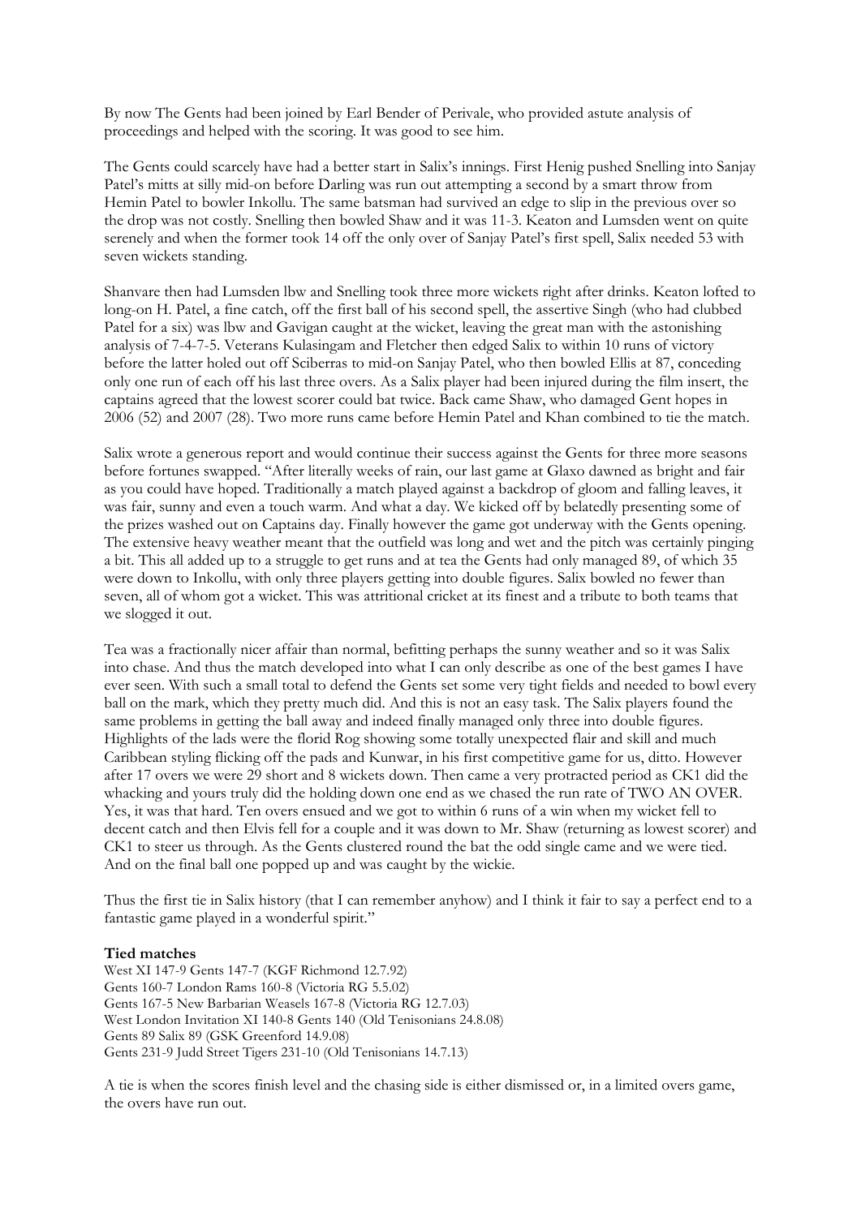By now The Gents had been joined by Earl Bender of Perivale, who provided astute analysis of proceedings and helped with the scoring. It was good to see him.

The Gents could scarcely have had a better start in Salix's innings. First Henig pushed Snelling into Sanjay Patel's mitts at silly mid-on before Darling was run out attempting a second by a smart throw from Hemin Patel to bowler Inkollu. The same batsman had survived an edge to slip in the previous over so the drop was not costly. Snelling then bowled Shaw and it was 11-3. Keaton and Lumsden went on quite serenely and when the former took 14 off the only over of Sanjay Patel's first spell, Salix needed 53 with seven wickets standing.

Shanvare then had Lumsden lbw and Snelling took three more wickets right after drinks. Keaton lofted to long-on H. Patel, a fine catch, off the first ball of his second spell, the assertive Singh (who had clubbed Patel for a six) was lbw and Gavigan caught at the wicket, leaving the great man with the astonishing analysis of 7-4-7-5. Veterans Kulasingam and Fletcher then edged Salix to within 10 runs of victory before the latter holed out off Sciberras to mid-on Sanjay Patel, who then bowled Ellis at 87, conceding only one run of each off his last three overs. As a Salix player had been injured during the film insert, the captains agreed that the lowest scorer could bat twice. Back came Shaw, who damaged Gent hopes in 2006 (52) and 2007 (28). Two more runs came before Hemin Patel and Khan combined to tie the match.

Salix wrote a generous report and would continue their success against the Gents for three more seasons before fortunes swapped. "After literally weeks of rain, our last game at Glaxo dawned as bright and fair as you could have hoped. Traditionally a match played against a backdrop of gloom and falling leaves, it was fair, sunny and even a touch warm. And what a day. We kicked off by belatedly presenting some of the prizes washed out on Captains day. Finally however the game got underway with the Gents opening. The extensive heavy weather meant that the outfield was long and wet and the pitch was certainly pinging a bit. This all added up to a struggle to get runs and at tea the Gents had only managed 89, of which 35 were down to Inkollu, with only three players getting into double figures. Salix bowled no fewer than seven, all of whom got a wicket. This was attritional cricket at its finest and a tribute to both teams that we slogged it out.

Tea was a fractionally nicer affair than normal, befitting perhaps the sunny weather and so it was Salix into chase. And thus the match developed into what I can only describe as one of the best games I have ever seen. With such a small total to defend the Gents set some very tight fields and needed to bowl every ball on the mark, which they pretty much did. And this is not an easy task. The Salix players found the same problems in getting the ball away and indeed finally managed only three into double figures. Highlights of the lads were the florid Rog showing some totally unexpected flair and skill and much Caribbean styling flicking off the pads and Kunwar, in his first competitive game for us, ditto. However after 17 overs we were 29 short and 8 wickets down. Then came a very protracted period as CK1 did the whacking and yours truly did the holding down one end as we chased the run rate of TWO AN OVER. Yes, it was that hard. Ten overs ensued and we got to within 6 runs of a win when my wicket fell to decent catch and then Elvis fell for a couple and it was down to Mr. Shaw (returning as lowest scorer) and CK1 to steer us through. As the Gents clustered round the bat the odd single came and we were tied. And on the final ball one popped up and was caught by the wickie.

Thus the first tie in Salix history (that I can remember anyhow) and I think it fair to say a perfect end to a fantastic game played in a wonderful spirit."

**Tied matches**

West XI 147-9 Gents 147-7 (KGF Richmond 12.7.92)
Gents 160-7 London Rams 160-8 (Victoria RG 5.5.02)
Gents 167-5 New Barbarian Weasels 167-8 (Victoria RG 12.7.03)
West London Invitation XI 140-8 Gents 140 (Old Tenisonians 24.8.08)
Gents 89 Salix 89 (GSK Greenford 14.9.08)
Gents 231-9 Judd Street Tigers 231-10 (Old Tenisonians 14.7.13)

A tie is when the scores finish level and the chasing side is either dismissed or, in a limited overs game, the overs have run out.